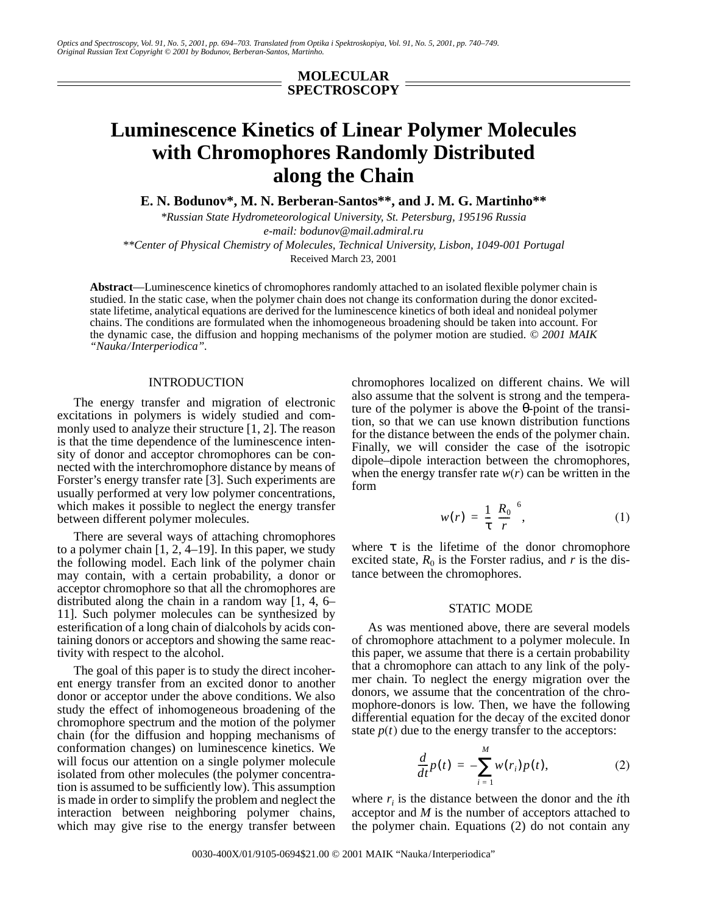MOLECULAR SPECTROSCOPY

# Luminescence Kinetics of Linear Polymer Molecules with Chromophores Randomly Distributed along the Chain

**E. N. Bodunov\*, M. N. Berberan-Santos\*\*, and J. M. G. Martinho\*\***

*\*Russian State Hydrometeorological University, St. Petersburg, 195196 Russia*
*e-mail: bodunov@mail.admiral.ru*
*\*\*Center of Physical Chemistry of Molecules, Technical University, Lisbon, 1049-001 Portugal*

Received March 23, 2001

**Abstract**—Luminescence kinetics of chromophores randomly attached to an isolated flexible polymer chain is studied. In the static case, when the polymer chain does not change its conformation during the donor excited-state lifetime, analytical equations are derived for the luminescence kinetics of both ideal and nonideal polymer chains. The conditions are formulated when the inhomogeneous broadening should be taken into account. For the dynamic case, the diffusion and hopping mechanisms of the polymer motion are studied. © *2001 MAIK "Nauka/Interperiodica".*

## INTRODUCTION

The energy transfer and migration of electronic excitations in polymers is widely studied and commonly used to analyze their structure [1, 2]. The reason is that the time dependence of the luminescence intensity of donor and acceptor chromophores can be connected with the interchromophore distance by means of Forster's energy transfer rate [3]. Such experiments are usually performed at very low polymer concentrations, which makes it possible to neglect the energy transfer between different polymer molecules.

There are several ways of attaching chromophores to a polymer chain [1, 2, 4–19]. In this paper, we study the following model. Each link of the polymer chain may contain, with a certain probability, a donor or acceptor chromophore so that all the chromophores are distributed along the chain in a random way [1, 4, 6–11]. Such polymer molecules can be synthesized by esterification of a long chain of dialcohols by acids containing donors or acceptors and showing the same reactivity with respect to the alcohol.

The goal of this paper is to study the direct incoherent energy transfer from an excited donor to another donor or acceptor under the above conditions. We also study the effect of inhomogeneous broadening of the chromophore spectrum and the motion of the polymer chain (for the diffusion and hopping mechanisms of conformation changes) on luminescence kinetics. We will focus our attention on a single polymer molecule isolated from other molecules (the polymer concentration is assumed to be sufficiently low). This assumption is made in order to simplify the problem and neglect the interaction between neighboring polymer chains, which may give rise to the energy transfer between chromophores localized on different chains. We will also assume that the solvent is strong and the temperature of the polymer is above the θ-point of the transition, so that we can use known distribution functions for the distance between the ends of the polymer chain. Finally, we will consider the case of the isotropic dipole–dipole interaction between the chromophores, when the energy transfer rate $w(r)$ can be written in the form

$$w(r) = \frac{1}{\tau}\left(\frac{R_0}{r}\right)^6, \tag{1}$$

where $\tau$ is the lifetime of the donor chromophore excited state, $R_0$ is the Forster radius, and $r$ is the distance between the chromophores.

## STATIC MODE

As was mentioned above, there are several models of chromophore attachment to a polymer molecule. In this paper, we assume that there is a certain probability that a chromophore can attach to any link of the polymer chain. To neglect the energy migration over the donors, we assume that the concentration of the chromophore-donors is low. Then, we have the following differential equation for the decay of the excited donor state $p(t)$ due to the energy transfer to the acceptors:

$$\frac{d}{dt}p(t) = -\sum_{i=1}^{M} w(r_i)p(t), \tag{2}$$

where $r_i$ is the distance between the donor and the $i$th acceptor and $M$ is the number of acceptors attached to the polymer chain. Equations (2) do not contain any

0030-400X/01/9105-0694$21.00 © 2001 MAIK "Nauka/Interperiodica"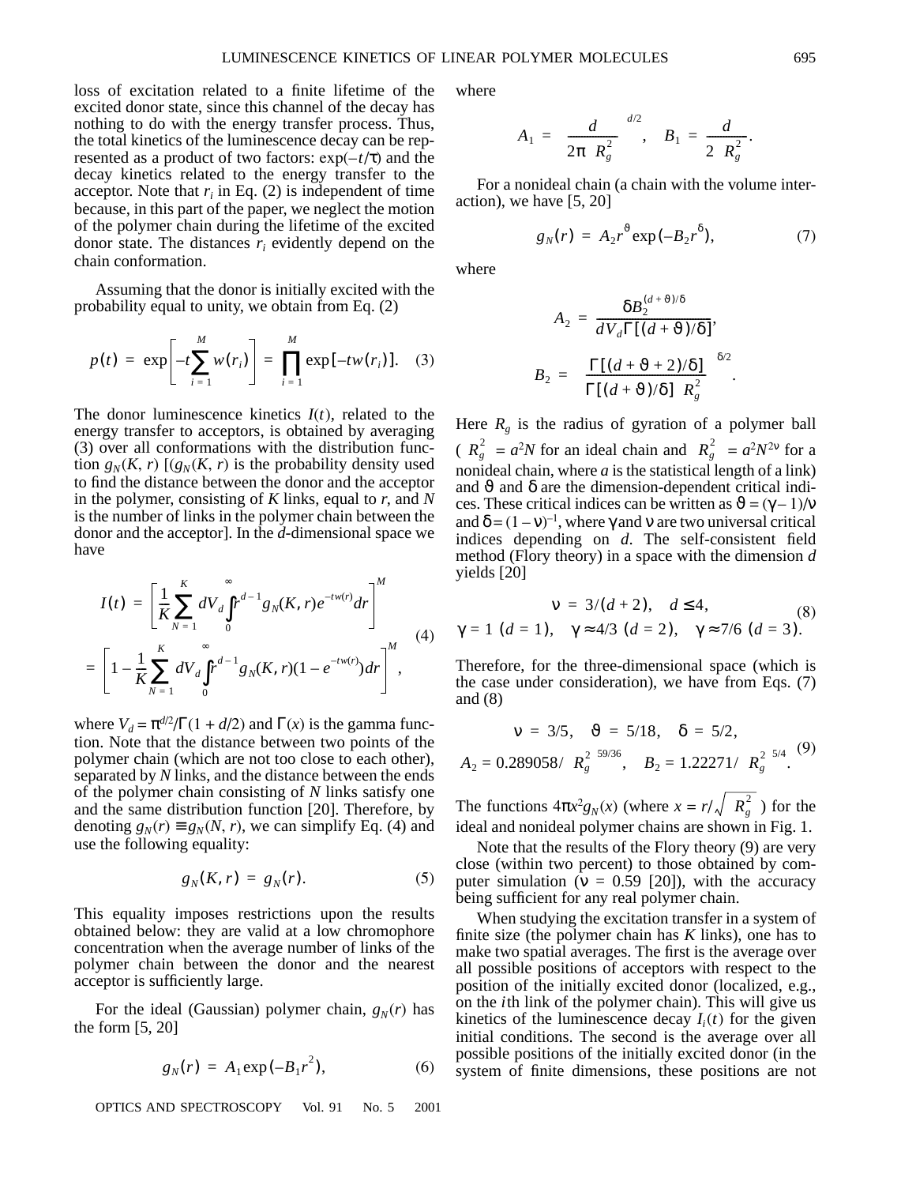loss of excitation related to a finite lifetime of the excited donor state, since this channel of the decay has nothing to do with the energy transfer process. Thus, the total kinetics of the luminescence decay can be represented as a product of two factors: $\exp(-t/\tau)$ and the decay kinetics related to the energy transfer to the acceptor. Note that $r_i$ in Eq. (2) is independent of time because, in this part of the paper, we neglect the motion of the polymer chain during the lifetime of the excited donor state. The distances $r_i$ evidently depend on the chain conformation.

Assuming that the donor is initially excited with the probability equal to unity, we obtain from Eq. (2)

$$p(t) = \exp\left[-t\sum_{i=1}^{M} w(r_i)\right] = \prod_{i=1}^{M} \exp[-tw(r_i)]. \quad (3)$$

The donor luminescence kinetics $I(t)$, related to the energy transfer to acceptors, is obtained by averaging (3) over all conformations with the distribution function $g_N(K, r)$ [($g_N(K, r)$ is the probability density used to find the distance between the donor and the acceptor in the polymer, consisting of $K$ links, equal to $r$, and $N$ is the number of links in the polymer chain between the donor and the acceptor]. In the $d$-dimensional space we have

$$\begin{aligned} I(t) &= \left[\frac{1}{K}\sum_{N=1}^{K} dV_d \int_0^{\infty} r^{d-1} g_N(K, r) e^{-tw(r)} dr\right]^M \\ &= \left[1 - \frac{1}{K}\sum_{N=1}^{K} dV_d \int_0^{\infty} r^{d-1} g_N(K, r)(1 - e^{-tw(r)}) dr\right]^M, \end{aligned} \quad (4)$$

where $V_d = \pi^{d/2}/\Gamma(1 + d/2)$ and $\Gamma(x)$ is the gamma function. Note that the distance between two points of the polymer chain (which are not too close to each other), separated by $N$ links, and the distance between the ends of the polymer chain consisting of $N$ links satisfy one and the same distribution function [20]. Therefore, by denoting $g_N(r) \equiv g_N(N, r)$, we can simplify Eq. (4) and use the following equality:

$$g_N(K, r) = g_N(r). \quad (5)$$

This equality imposes restrictions upon the results obtained below: they are valid at a low chromophore concentration when the average number of links of the polymer chain between the donor and the nearest acceptor is sufficiently large.

For the ideal (Gaussian) polymer chain, $g_N(r)$ has the form [5, 20]

$$g_N(r) = A_1 \exp(-B_1 r^2), \quad (6)$$

where

$$A_1 = \left(\frac{d}{2\pi\langle R_g^2\rangle}\right)^{d/2}, \quad B_1 = \frac{d}{2\langle R_g^2\rangle}.$$

For a nonideal chain (a chain with the volume interaction), we have [5, 20]

$$g_N(r) = A_2 r^{\vartheta} \exp(-B_2 r^{\delta}), \quad (7)$$

where

$$A_2 = \frac{\delta B_2^{(d+\vartheta)/\delta}}{dV_d \Gamma[(d+\vartheta)/\delta]},$$

$$B_2 = \left(\frac{\Gamma[(d+\vartheta+2)/\delta]}{\Gamma[(d+\vartheta)/\delta]\langle R_g^2\rangle}\right)^{\delta/2}.$$

Here $R_g$ is the radius of gyration of a polymer ball ($\langle R_g^2\rangle = a^2 N$ for an ideal chain and $\langle R_g^2\rangle = a^2 N^{2\nu}$ for a nonideal chain, where $a$ is the statistical length of a link) and $\vartheta$ and $\delta$ are the dimension-dependent critical indices. These critical indices can be written as $\vartheta = (\gamma - 1)/\nu$ and $\delta = (1 - \nu)^{-1}$, where $\gamma$ and $\nu$ are two universal critical indices depending on $d$. The self-consistent field method (Flory theory) in a space with the dimension $d$ yields [20]

$$\begin{aligned} &\nu = 3/(d+2), \quad d \le 4, \\ &\gamma = 1 \ (d = 1), \quad \gamma \approx 4/3 \ (d = 2), \quad \gamma \approx 7/6 \ (d = 3). \end{aligned} \quad (8)$$

Therefore, for the three-dimensional space (which is the case under consideration), we have from Eqs. (7) and (8)

$$\begin{aligned} &\nu = 3/5, \quad \vartheta = 5/18, \quad \delta = 5/2, \\ &A_2 = 0.289058/\langle R_g^2\rangle^{59/36}, \quad B_2 = 1.22271/\langle R_g^2\rangle^{5/4}. \end{aligned} \quad (9)$$

The functions $4\pi x^2 g_N(x)$ (where $x = r/\sqrt{\langle R_g^2\rangle}$) for the ideal and nonideal polymer chains are shown in Fig. 1.

Note that the results of the Flory theory (9) are very close (within two percent) to those obtained by computer simulation ($\nu = 0.59$ [20]), with the accuracy being sufficient for any real polymer chain.

When studying the excitation transfer in a system of finite size (the polymer chain has $K$ links), one has to make two spatial averages. The first is the average over all possible positions of acceptors with respect to the position of the initially excited donor (localized, e.g., on the $i$th link of the polymer chain). This will give us kinetics of the luminescence decay $I_i(t)$ for the given initial conditions. The second is the average over all possible positions of the initially excited donor (in the system of finite dimensions, these positions are not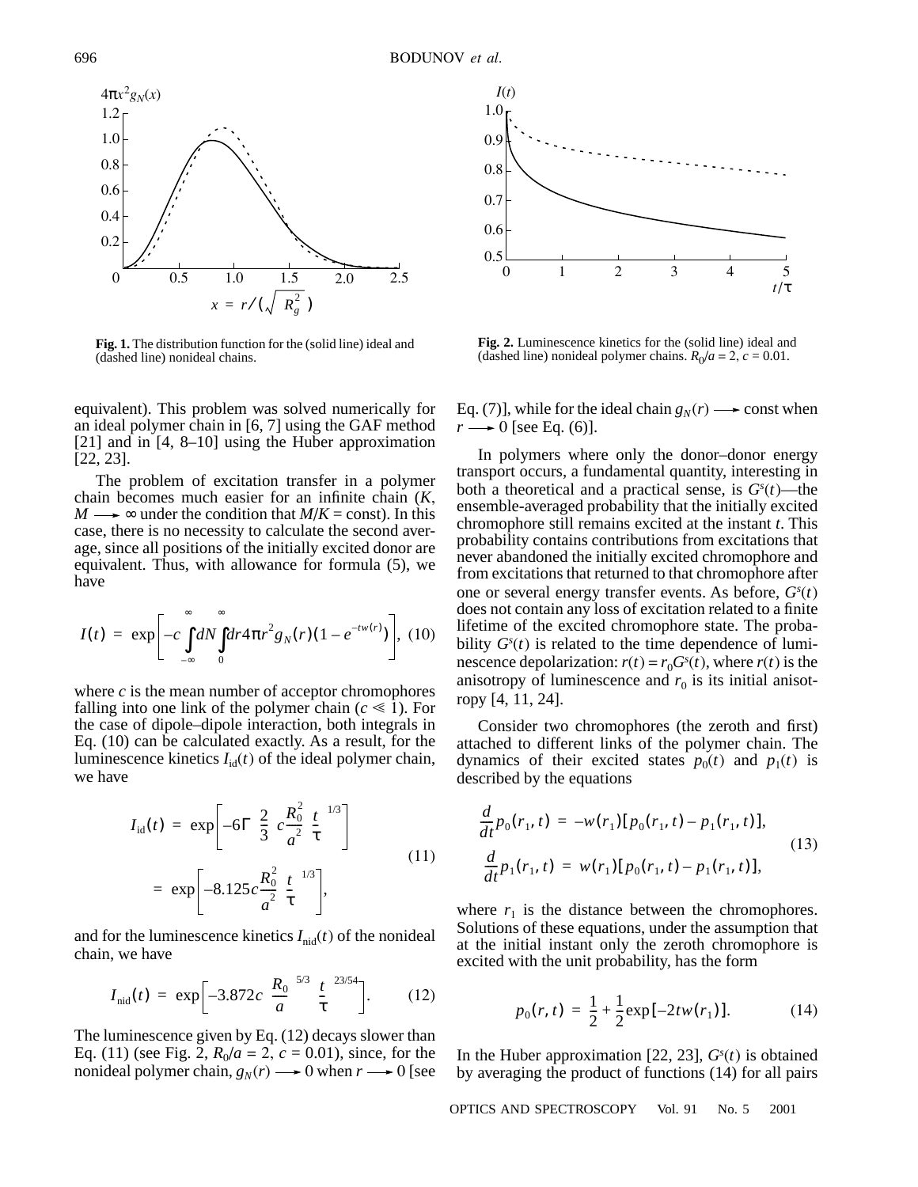4πx²g_N(x)

1.2

1.0

0.8

0.6

0.4

0.2

0

0.5

1.0

1.5

2.0

2.5

$x = r/(\sqrt{R_g^2})$

**Fig. 1.** The distribution function for the (solid line) ideal and (dashed line) nonideal chains.

I(t)

1.0

0.9

0.8

0.7

0.6

0.5

0

1

2

3

4

5

t/τ

**Fig. 2.** Luminescence kinetics for the (solid line) ideal and (dashed line) nonideal polymer chains. $R_0/a = 2$, $c = 0.01$.

equivalent). This problem was solved numerically for an ideal polymer chain in [6, 7] using the GAF method [21] and in [4, 8–10] using the Huber approximation [22, 23].

The problem of excitation transfer in a polymer chain becomes much easier for an infinite chain ($K$, $M \longrightarrow \infty$ under the condition that $M/K = \text{const}$). In this case, there is no necessity to calculate the second average, since all positions of the initially excited donor are equivalent. Thus, with allowance for formula (5), we have

$$I(t) = \exp\left[-c\int_{-\infty}^{\infty} dN \int_{0}^{\infty} dr 4\pi r^2 g_N(r)(1 - e^{-tw(r)})\right], \quad (10)$$

where $c$ is the mean number of acceptor chromophores falling into one link of the polymer chain ($c \ll 1$). For the case of dipole–dipole interaction, both integrals in Eq. (10) can be calculated exactly. As a result, for the luminescence kinetics $I_{\text{id}}(t)$ of the ideal polymer chain, we have

$$\begin{aligned} I_{\text{id}}(t) &= \exp\left[-6\Gamma\left(\frac{2}{3}\right)c\frac{R_0^2}{a^2}\left(\frac{t}{\tau}\right)^{1/3}\right] \\ &= \exp\left[-8.125c\frac{R_0^2}{a^2}\left(\frac{t}{\tau}\right)^{1/3}\right], \end{aligned} \quad (11)$$

and for the luminescence kinetics $I_{\text{nid}}(t)$ of the nonideal chain, we have

$$I_{\text{nid}}(t) = \exp\left[-3.872c\left(\frac{R_0}{a}\right)^{5/3}\left(\frac{t}{\tau}\right)^{23/54}\right]. \quad (12)$$

The luminescence given by Eq. (12) decays slower than Eq. (11) (see Fig. 2, $R_0/a = 2$, $c = 0.01$), since, for the nonideal polymer chain, $g_N(r) \longrightarrow 0$ when $r \longrightarrow 0$ [see Eq. (7)], while for the ideal chain $g_N(r) \longrightarrow \text{const}$ when $r \longrightarrow 0$ [see Eq. (6)].

In polymers where only the donor–donor energy transport occurs, a fundamental quantity, interesting in both a theoretical and a practical sense, is $G^s(t)$—the ensemble-averaged probability that the initially excited chromophore still remains excited at the instant $t$. This probability contains contributions from excitations that never abandoned the initially excited chromophore and from excitations that returned to that chromophore after one or several energy transfer events. As before, $G^s(t)$ does not contain any loss of excitation related to a finite lifetime of the excited chromophore state. The probability $G^s(t)$ is related to the time dependence of luminescence depolarization: $r(t) = r_0 G^s(t)$, where $r(t)$ is the anisotropy of luminescence and $r_0$ is its initial anisotropy [4, 11, 24].

Consider two chromophores (the zeroth and first) attached to different links of the polymer chain. The dynamics of their excited states $p_0(t)$ and $p_1(t)$ is described by the equations

$$\begin{aligned} \frac{d}{dt}p_0(r_1, t) &= -w(r_1)[p_0(r_1, t) - p_1(r_1, t)], \\ \frac{d}{dt}p_1(r_1, t) &= w(r_1)[p_0(r_1, t) - p_1(r_1, t)], \end{aligned} \quad (13)$$

where $r_1$ is the distance between the chromophores. Solutions of these equations, under the assumption that at the initial instant only the zeroth chromophore is excited with the unit probability, has the form

$$p_0(r, t) = \frac{1}{2} + \frac{1}{2}\exp[-2tw(r_1)]. \quad (14)$$

In the Huber approximation [22, 23], $G^s(t)$ is obtained by averaging the product of functions (14) for all pairs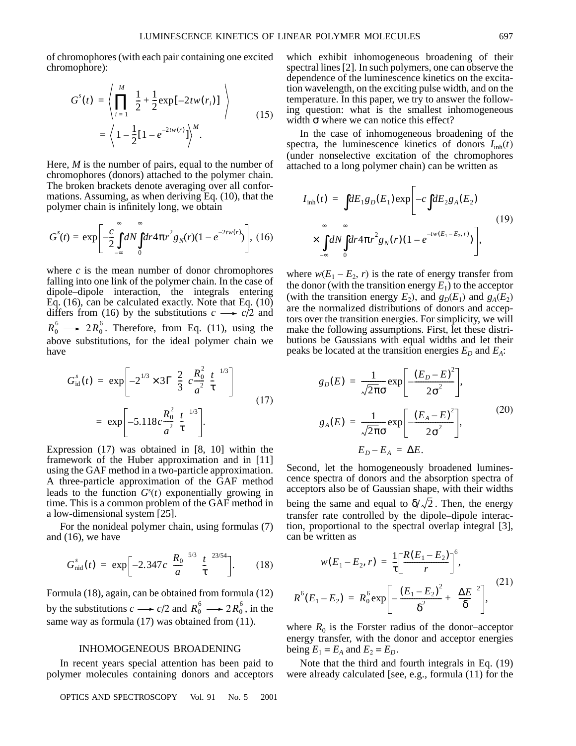of chromophores (with each pair containing one excited chromophore):

$$G^s(t) = \left\langle \prod_{i=1}^{M} \left( \frac{1}{2} + \frac{1}{2}\exp[-2tw(r_i)] \right) \right\rangle = \left\langle 1 - \frac{1}{2}[1 - e^{-2tw(r)}] \right\rangle^M. \tag{15}$$

Here, $M$ is the number of pairs, equal to the number of chromophores (donors) attached to the polymer chain. The broken brackets denote averaging over all conformations. Assuming, as when deriving Eq. (10), that the polymer chain is infinitely long, we obtain

$$G^s(t) = \exp\left[-\frac{c}{2}\int_{-\infty}^{\infty} dN \int_0^{\infty} dr 4\pi r^2 g_N(r)(1 - e^{-2tw(r)})\right], \tag{16}$$

where $c$ is the mean number of donor chromophores falling into one link of the polymer chain. In the case of dipole–dipole interaction, the integrals entering Eq. (16), can be calculated exactly. Note that Eq. (10) differs from (16) by the substitutions $c \longrightarrow c/2$ and $R_0^6 \longrightarrow 2R_0^6$. Therefore, from Eq. (11), using the above substitutions, for the ideal polymer chain we have

$$G^s_{\text{id}}(t) = \exp\left[-2^{1/3} \times 3\Gamma\left(\frac{2}{3}\right) c \frac{R_0^2}{a^2}\left(\frac{t}{\tau}\right)^{1/3}\right] = \exp\left[-5.118 c \frac{R_0^2}{a^2}\left(\frac{t}{\tau}\right)^{1/3}\right]. \tag{17}$$

Expression (17) was obtained in [8, 10] within the framework of the Huber approximation and in [11] using the GAF method in a two-particle approximation. A three-particle approximation of the GAF method leads to the function $G^s(t)$ exponentially growing in time. This is a common problem of the GAF method in a low-dimensional system [25].

For the nonideal polymer chain, using formulas (7) and (16), we have

$$G^s_{\text{nid}}(t) = \exp\left[-2.347 c \left(\frac{R_0}{a}\right)^{5/3}\left(\frac{t}{\tau}\right)^{23/54}\right]. \tag{18}$$

Formula (18), again, can be obtained from formula (12) by the substitutions $c \longrightarrow c/2$ and $R_0^6 \longrightarrow 2R_0^6$, in the same way as formula (17) was obtained from (11).

## INHOMOGENEOUS BROADENING

In recent years special attention has been paid to polymer molecules containing donors and acceptors which exhibit inhomogeneous broadening of their spectral lines [2]. In such polymers, one can observe the dependence of the luminescence kinetics on the excitation wavelength, on the exciting pulse width, and on the temperature. In this paper, we try to answer the following question: what is the smallest inhomogeneous width $\sigma$ where we can notice this effect?

In the case of inhomogeneous broadening of the spectra, the luminescence kinetics of donors $I_{\text{inh}}(t)$ (under nonselective excitation of the chromophores attached to a long polymer chain) can be written as

$$I_{\text{inh}}(t) = \int dE_1 g_D(E_1) \exp\left[-c\int dE_2 g_A(E_2) \times \int_{-\infty}^{\infty} dN \int_0^{\infty} dr 4\pi r^2 g_N(r)(1 - e^{-tw(E_1 - E_2, r)})\right], \tag{19}$$

where $w(E_1 - E_2, r)$ is the rate of energy transfer from the donor (with the transition energy $E_1$) to the acceptor (with the transition energy $E_2$), and $g_D(E_1)$ and $g_A(E_2)$ are the normalized distributions of donors and acceptors over the transition energies. For simplicity, we will make the following assumptions. First, let these distributions be Gaussians with equal widths and let their peaks be located at the transition energies $E_D$ and $E_A$:

$$g_D(E) = \frac{1}{\sqrt{2\pi}\sigma}\exp\left[-\frac{(E_D - E)^2}{2\sigma^2}\right],$$
$$g_A(E) = \frac{1}{\sqrt{2\pi}\sigma}\exp\left[-\frac{(E_A - E)^2}{2\sigma^2}\right], \tag{20}$$
$$E_D - E_A = \Delta E.$$

Second, let the homogeneously broadened luminescence spectra of donors and the absorption spectra of acceptors also be of Gaussian shape, with their widths being the same and equal to $\delta/\sqrt{2}$. Then, the energy transfer rate controlled by the dipole–dipole interaction, proportional to the spectral overlap integral [3], can be written as

$$w(E_1 - E_2, r) = \frac{1}{\tau}\left[\frac{R(E_1 - E_2)}{r}\right]^6,$$
$$R^6(E_1 - E_2) = R_0^6 \exp\left[-\frac{(E_1 - E_2)^2}{\delta^2} + \left(\frac{\Delta E}{\delta}\right)^2\right], \tag{21}$$

where $R_0$ is the Forster radius of the donor–acceptor energy transfer, with the donor and acceptor energies being $E_1 = E_A$ and $E_2 = E_D$.

Note that the third and fourth integrals in Eq. (19) were already calculated [see, e.g., formula (11) for the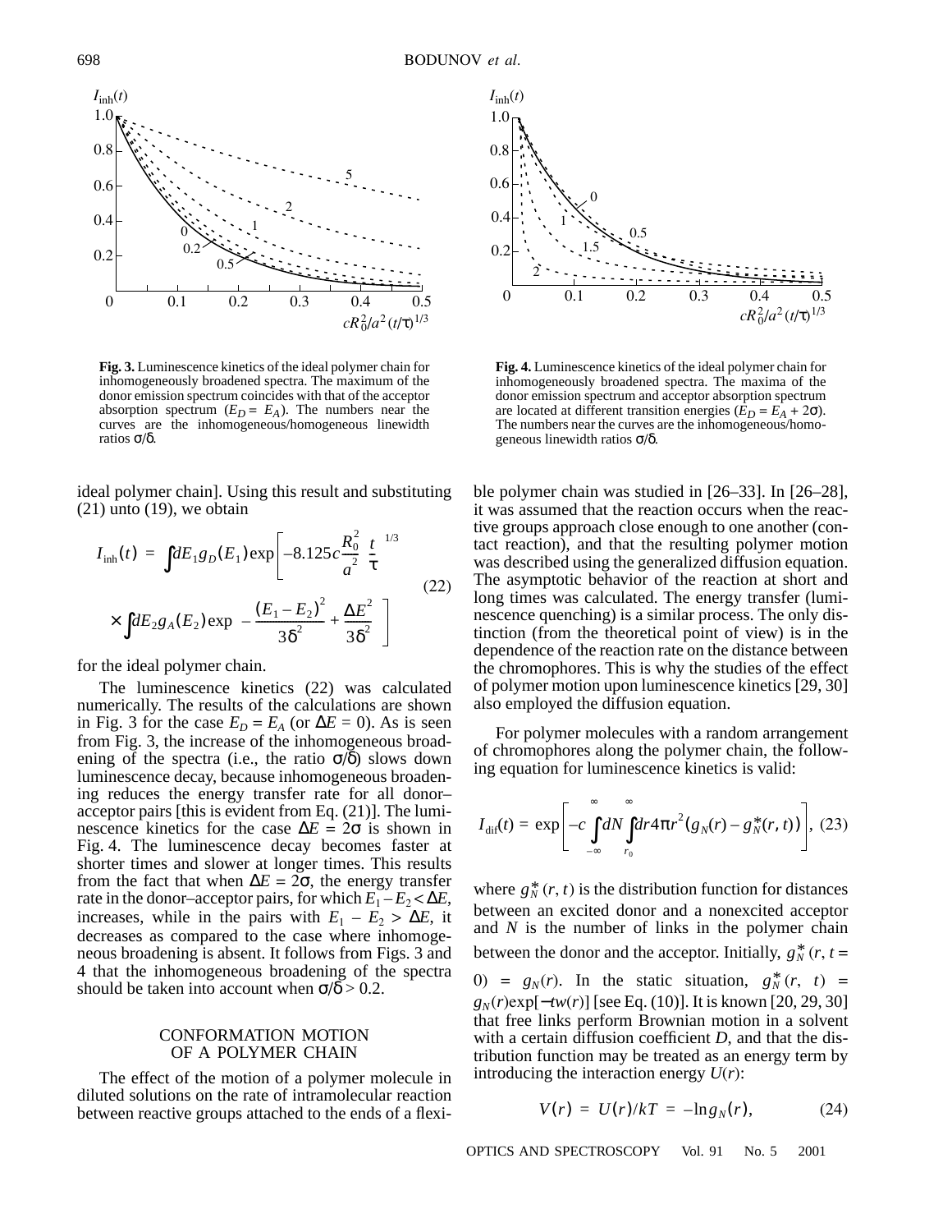$I_{\text{inh}}(t)$

1.0

0.8

0.6

0.4

0.2

0

0.1

0.2

0.3

0.4

0.5

$cR_0^2/a^2\,(t/\tau)^{1/3}$

5

2

1

0

0.2

0.5

**Fig. 3.** Luminescence kinetics of the ideal polymer chain for inhomogeneously broadened spectra. The maximum of the donor emission spectrum coincides with that of the acceptor absorption spectrum ($E_D = E_A$). The numbers near the curves are the inhomogeneous/homogeneous linewidth ratios $\sigma/\delta$.

$I_{\text{inh}}(t)$

1.0

0.8

0.6

0.4

0.2

0

0.1

0.2

0.3

0.4

0.5

$cR_0^2/a^2\,(t/\tau)^{1/3}$

0

1

0.5

1.5

2

**Fig. 4.** Luminescence kinetics of the ideal polymer chain for inhomogeneously broadened spectra. The maxima of the donor emission spectrum and acceptor absorption spectrum are located at different transition energies ($E_D = E_A + 2\sigma$). The numbers near the curves are the inhomogeneous/homogeneous linewidth ratios $\sigma/\delta$.

ideal polymer chain]. Using this result and substituting (21) unto (19), we obtain

$$I_{\text{inh}}(t) = \int dE_1 g_D(E_1) \exp\left[-8.125c\frac{R_0^2}{a^2}\left(\frac{t}{\tau}\right)^{1/3} \times \int dE_2 g_A(E_2) \exp\left(-\frac{(E_1-E_2)^2}{3\delta^2}+\frac{\Delta E^2}{3\delta^2}\right)\right] \quad (22)$$

for the ideal polymer chain.

The luminescence kinetics (22) was calculated numerically. The results of the calculations are shown in Fig. 3 for the case $E_D = E_A$ (or $\Delta E = 0$). As is seen from Fig. 3, the increase of the inhomogeneous broadening of the spectra (i.e., the ratio $\sigma/\delta$) slows down luminescence decay, because inhomogeneous broadening reduces the energy transfer rate for all donor–acceptor pairs [this is evident from Eq. (21)]. The luminescence kinetics for the case $\Delta E = 2\sigma$ is shown in Fig. 4. The luminescence decay becomes faster at shorter times and slower at longer times. This results from the fact that when $\Delta E = 2\sigma$, the energy transfer rate in the donor–acceptor pairs, for which $E_1 - E_2 < \Delta E$, increases, while in the pairs with $E_1 - E_2 > \Delta E$, it decreases as compared to the case where inhomogeneous broadening is absent. It follows from Figs. 3 and 4 that the inhomogeneous broadening of the spectra should be taken into account when $\sigma/\delta > 0.2$.

## CONFORMATION MOTION OF A POLYMER CHAIN

The effect of the motion of a polymer molecule in diluted solutions on the rate of intramolecular reaction between reactive groups attached to the ends of a flexible polymer chain was studied in [26–33]. In [26–28], it was assumed that the reaction occurs when the reactive groups approach close enough to one another (contact reaction), and that the resulting polymer motion was described using the generalized diffusion equation. The asymptotic behavior of the reaction at short and long times was calculated. The energy transfer (luminescence quenching) is a similar process. The only distinction (from the theoretical point of view) is in the dependence of the reaction rate on the distance between the chromophores. This is why the studies of the effect of polymer motion upon luminescence kinetics [29, 30] also employed the diffusion equation.

For polymer molecules with a random arrangement of chromophores along the polymer chain, the following equation for luminescence kinetics is valid:

$$I_{\text{dif}}(t) = \exp\left[-c\int_{-\infty}^{\infty} dN \int_{r_0}^{\infty} dr\, 4\pi r^2 (g_N(r) - g_N^*(r,t))\right], \quad (23)$$

where $g_N^*(r, t)$ is the distribution function for distances between an excited donor and a nonexcited acceptor and $N$ is the number of links in the polymer chain between the donor and the acceptor. Initially, $g_N^*(r, t = 0) = g_N(r)$. In the static situation, $g_N^*(r, t) = g_N(r)\exp[-tw(r)]$ [see Eq. (10)]. It is known [20, 29, 30] that free links perform Brownian motion in a solvent with a certain diffusion coefficient $D$, and that the distribution function may be treated as an energy term by introducing the interaction energy $U(r)$:

$$V(r) = U(r)/kT = -\ln g_N(r), \quad (24)$$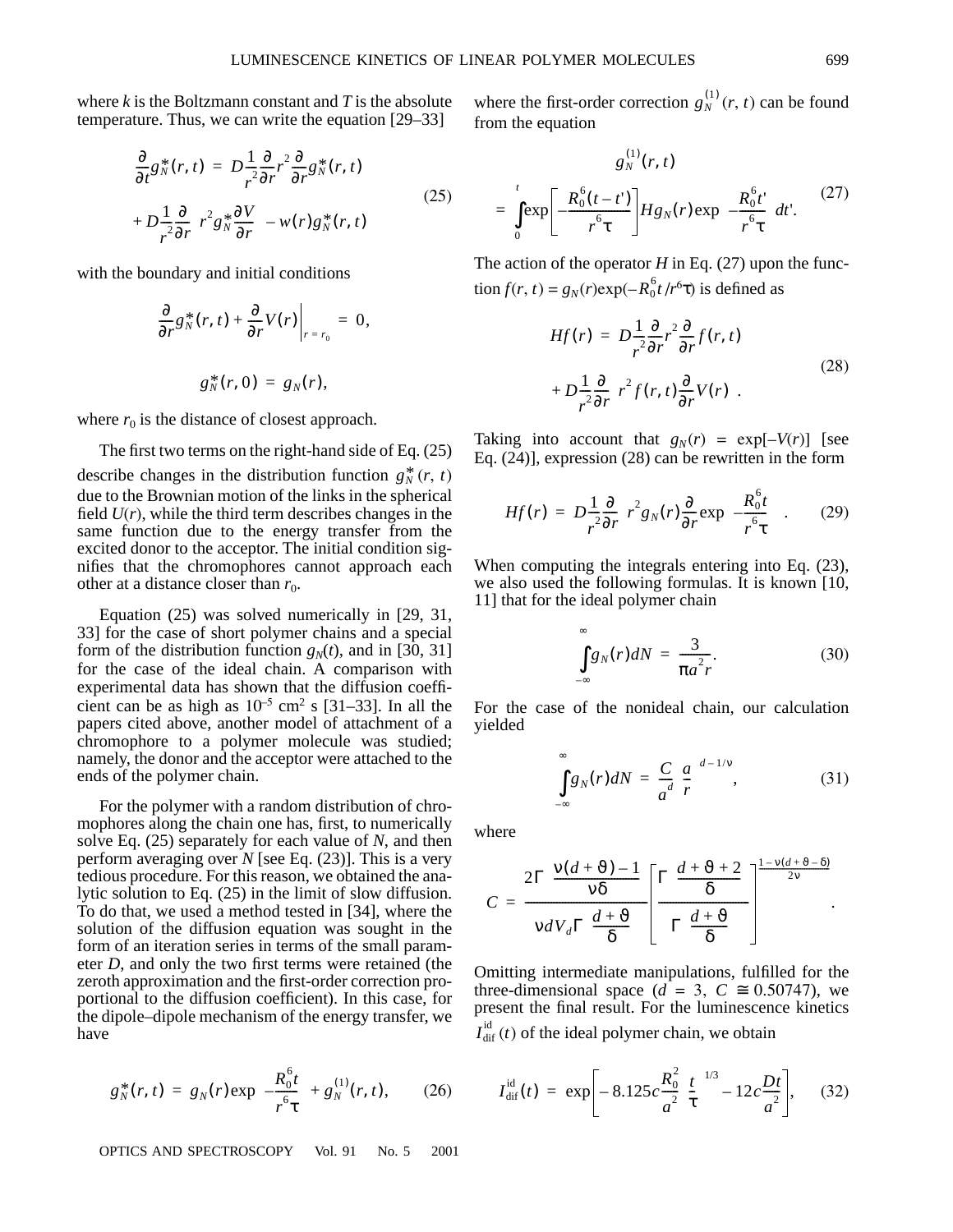where $k$ is the Boltzmann constant and $T$ is the absolute temperature. Thus, we can write the equation [29–33]

$$\frac{\partial}{\partial t} g_N^*(r,t) = D\frac{1}{r^2}\frac{\partial}{\partial r} r^2 \frac{\partial}{\partial r} g_N^*(r,t) + D\frac{1}{r^2}\frac{\partial}{\partial r}\left(r^2 g_N^* \frac{\partial V}{\partial r}\right) - w(r) g_N^*(r,t) \tag{25}$$

with the boundary and initial conditions

$$\left.\frac{\partial}{\partial r} g_N^*(r,t) + \frac{\partial}{\partial r} V(r)\right|_{r = r_0} = 0,$$

$$g_N^*(r,0) = g_N(r),$$

where $r_0$ is the distance of closest approach.

The first two terms on the right-hand side of Eq. (25) describe changes in the distribution function $g_N^*(r, t)$ due to the Brownian motion of the links in the spherical field $U(r)$, while the third term describes changes in the same function due to the energy transfer from the excited donor to the acceptor. The initial condition signifies that the chromophores cannot approach each other at a distance closer than $r_0$.

Equation (25) was solved numerically in [29, 31, 33] for the case of short polymer chains and a special form of the distribution function $g_N(t)$, and in [30, 31] for the case of the ideal chain. A comparison with experimental data has shown that the diffusion coefficient can be as high as $10^{-5}$ cm$^2$ s [31–33]. In all the papers cited above, another model of attachment of a chromophore to a polymer molecule was studied; namely, the donor and the acceptor were attached to the ends of the polymer chain.

For the polymer with a random distribution of chromophores along the chain one has, first, to numerically solve Eq. (25) separately for each value of $N$, and then perform averaging over $N$ [see Eq. (23)]. This is a very tedious procedure. For this reason, we obtained the analytic solution to Eq. (25) in the limit of slow diffusion. To do that, we used a method tested in [34], where the solution of the diffusion equation was sought in the form of an iteration series in terms of the small parameter $D$, and only the two first terms were retained (the zeroth approximation and the first-order correction proportional to the diffusion coefficient). In this case, for the dipole–dipole mechanism of the energy transfer, we have

$$g_N^*(r,t) = g_N(r)\exp\left(-\frac{R_0^6 t}{r^6 \tau}\right) + g_N^{(1)}(r,t), \tag{26}$$

where the first-order correction $g_N^{(1)}(r, t)$ can be found from the equation

$$g_N^{(1)}(r,t) = \int_0^t \exp\left[-\frac{R_0^6(t-t')}{r^6\tau}\right] H g_N(r)\exp\left(-\frac{R_0^6 t'}{r^6\tau}\right) dt'. \tag{27}$$

The action of the operator $H$ in Eq. (27) upon the function $f(r, t) = g_N(r)\exp(-R_0^6 t/r^6\tau)$ is defined as

$$Hf(r) = D\frac{1}{r^2}\frac{\partial}{\partial r} r^2 \frac{\partial}{\partial r} f(r,t) + D\frac{1}{r^2}\frac{\partial}{\partial r}\left(r^2 f(r,t)\frac{\partial}{\partial r} V(r)\right). \tag{28}$$

Taking into account that $g_N(r) = \exp[-V(r)]$ [see Eq. (24)], expression (28) can be rewritten in the form

$$Hf(r) = D\frac{1}{r^2}\frac{\partial}{\partial r}\left(r^2 g_N(r)\frac{\partial}{\partial r}\exp\left(-\frac{R_0^6 t}{r^6\tau}\right)\right). \tag{29}$$

When computing the integrals entering into Eq. (23), we also used the following formulas. It is known [10, 11] that for the ideal polymer chain

$$\int_{-\infty}^{\infty} g_N(r) dN = \frac{3}{\pi a^2 r}. \tag{30}$$

For the case of the nonideal chain, our calculation yielded

$$\int_{-\infty}^{\infty} g_N(r) dN = \frac{C}{a^d}\left(\frac{a}{r}\right)^{d - 1/\nu}, \tag{31}$$

where

$$C = \frac{2\Gamma\left(\frac{\nu(d+\vartheta)-1}{\nu\delta}\right)}{\nu d V_d \Gamma\left(\frac{d+\vartheta}{\delta}\right)}\left[\frac{\Gamma\left(\frac{d+\vartheta+2}{\delta}\right)}{\Gamma\left(\frac{d+\vartheta}{\delta}\right)}\right]^{\frac{1-\nu(d+\vartheta-\delta)}{2\nu}}.$$

Omitting intermediate manipulations, fulfilled for the three-dimensional space ($d = 3$, $C \cong 0.50747$), we present the final result. For the luminescence kinetics $I_{\text{dif}}^{\text{id}}(t)$ of the ideal polymer chain, we obtain

$$I_{\text{dif}}^{\text{id}}(t) = \exp\left[-8.125c\frac{R_0^2}{a^2}\left(\frac{t}{\tau}\right)^{1/3} - 12c\frac{Dt}{a^2}\right], \tag{32}$$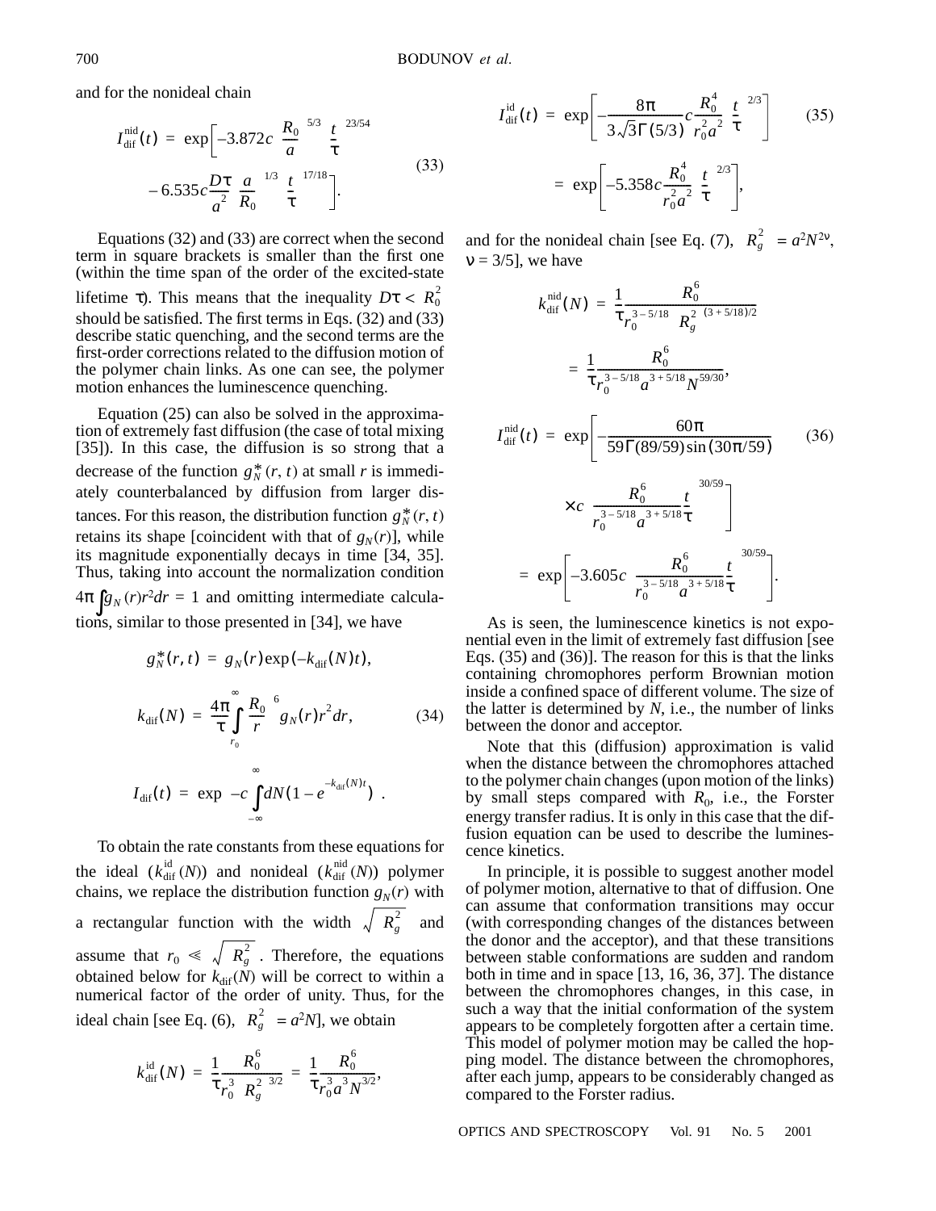and for the nonideal chain

$$I_{\rm dif}^{\rm nid}(t) = \exp\left[-3.872c\left(\frac{R_0}{a}\right)^{5/3}\left(\frac{t}{\tau}\right)^{23/54} - 6.535c\frac{D\tau}{a^2}\left(\frac{a}{R_0}\right)^{1/3}\left(\frac{t}{\tau}\right)^{17/18}\right]. \tag{33}$$

Equations (32) and (33) are correct when the second term in square brackets is smaller than the first one (within the time span of the order of the excited-state lifetime $\tau$). This means that the inequality $D\tau < R_0^2$ should be satisfied. The first terms in Eqs. (32) and (33) describe static quenching, and the second terms are the first-order corrections related to the diffusion motion of the polymer chain links. As one can see, the polymer motion enhances the luminescence quenching.

Equation (25) can also be solved in the approximation of extremely fast diffusion (the case of total mixing [35]). In this case, the diffusion is so strong that a decrease of the function $g_N^*(r, t)$ at small $r$ is immediately counterbalanced by diffusion from larger distances. For this reason, the distribution function $g_N^*(r, t)$ retains its shape [coincident with that of $g_N(r)$], while its magnitude exponentially decays in time [34, 35]. Thus, taking into account the normalization condition $4\pi\int g_N(r)r^2dr = 1$ and omitting intermediate calculations, similar to those presented in [34], we have

$$g_N^*(r, t) = g_N(r)\exp(-k_{\rm dif}(N)t),$$

$$k_{\rm dif}(N) = \frac{4\pi}{\tau}\int_{r_0}^{\infty}\left(\frac{R_0}{r}\right)^6 g_N(r)r^2dr, \tag{34}$$

$$I_{\rm dif}(t) = \exp\left(-c\int_{-\infty}^{\infty}dN(1 - e^{-k_{\rm dif}(N)t})\right).$$

To obtain the rate constants from these equations for the ideal ($k_{\rm dif}^{\rm id}(N)$) and nonideal ($k_{\rm dif}^{\rm nid}(N)$) polymer chains, we replace the distribution function $g_N(r)$ with a rectangular function with the width $\sqrt{\langle R_g^2\rangle}$ and assume that $r_0 \ll \sqrt{\langle R_g^2\rangle}$. Therefore, the equations obtained below for $k_{\rm dif}(N)$ will be correct to within a numerical factor of the order of unity. Thus, for the ideal chain [see Eq. (6), $\langle R_g^2\rangle = a^2N$], we obtain

$$k_{\rm dif}^{\rm id}(N) = \frac{1}{\tau}\frac{R_0^6}{r_0^3\langle R_g^2\rangle^{3/2}} = \frac{1}{\tau}\frac{R_0^6}{r_0^3a^3N^{3/2}},$$

$$I_{\rm dif}^{\rm id}(t) = \exp\left[-\frac{8\pi}{3\sqrt{3}\Gamma(5/3)}c\frac{R_0^4}{r_0^2a^2}\left(\frac{t}{\tau}\right)^{2/3}\right] = \exp\left[-5.358c\frac{R_0^4}{r_0^2a^2}\left(\frac{t}{\tau}\right)^{2/3}\right], \tag{35}$$

and for the nonideal chain [see Eq. (7), $\langle R_g^2\rangle = a^2N^{2\nu}$, $\nu = 3/5$], we have

$$k_{\rm dif}^{\rm nid}(N) = \frac{1}{\tau}\frac{R_0^6}{r_0^{3-5/18}\langle R_g^2\rangle^{(3+5/18)/2}} = \frac{1}{\tau}\frac{R_0^6}{r_0^{3-5/18}a^{3+5/18}N^{59/30}},$$

$$I_{\rm dif}^{\rm nid}(t) = \exp\left[-\frac{60\pi}{59\Gamma(89/59)\sin(30\pi/59)} \times c\left(\frac{R_0^6}{r_0^{3-5/18}a^{3+5/18}}\frac{t}{\tau}\right)^{30/59}\right] = \exp\left[-3.605c\left(\frac{R_0^6}{r_0^{3-5/18}a^{3+5/18}}\frac{t}{\tau}\right)^{30/59}\right]. \tag{36}$$

As is seen, the luminescence kinetics is not exponential even in the limit of extremely fast diffusion [see Eqs. (35) and (36)]. The reason for this is that the links containing chromophores perform Brownian motion inside a confined space of different volume. The size of the latter is determined by $N$, i.e., the number of links between the donor and acceptor.

Note that this (diffusion) approximation is valid when the distance between the chromophores attached to the polymer chain changes (upon motion of the links) by small steps compared with $R_0$, i.e., the Forster energy transfer radius. It is only in this case that the diffusion equation can be used to describe the luminescence kinetics.

In principle, it is possible to suggest another model of polymer motion, alternative to that of diffusion. One can assume that conformation transitions may occur (with corresponding changes of the distances between the donor and the acceptor), and that these transitions between stable conformations are sudden and random both in time and in space [13, 16, 36, 37]. The distance between the chromophores changes, in this case, in such a way that the initial conformation of the system appears to be completely forgotten after a certain time. This model of polymer motion may be called the hopping model. The distance between the chromophores, after each jump, appears to be considerably changed as compared to the Forster radius.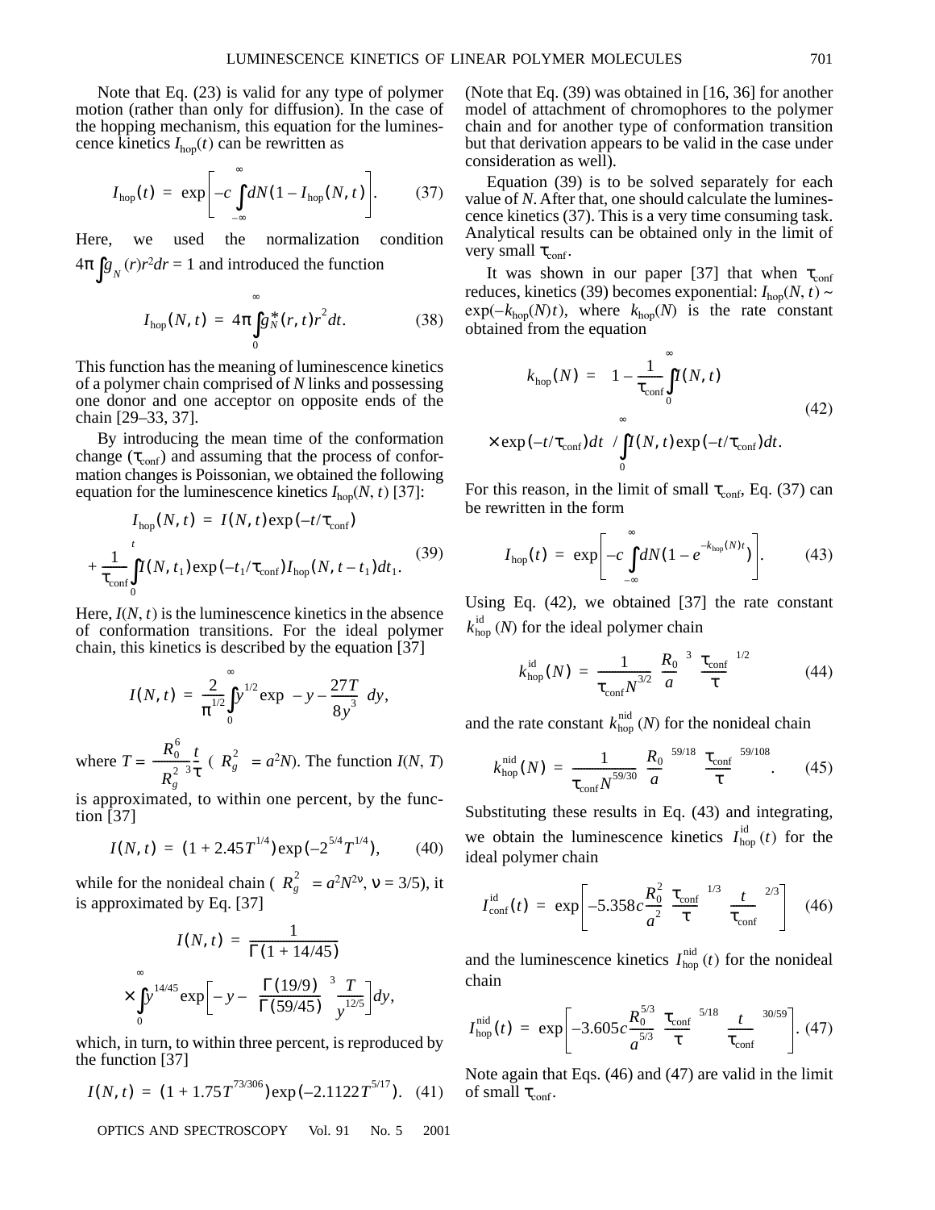Note that Eq. (23) is valid for any type of polymer motion (rather than only for diffusion). In the case of the hopping mechanism, this equation for the luminescence kinetics $I_{\rm hop}(t)$ can be rewritten as

$$I_{\rm hop}(t) = \exp\left[-c\int_{-\infty}^{\infty} dN(1 - I_{\rm hop}(N, t))\right]. \qquad (37)$$

Here, we used the normalization condition $4\pi\int g_N(r)r^2dr = 1$ and introduced the function

$$I_{\rm hop}(N, t) = 4\pi\int_0^{\infty} g_N^*(r, t)r^2 dt. \qquad (38)$$

This function has the meaning of luminescence kinetics of a polymer chain comprised of $N$ links and possessing one donor and one acceptor on opposite ends of the chain [29–33, 37].

By introducing the mean time of the conformation change ($\tau_{\rm conf}$) and assuming that the process of conformation changes is Poissonian, we obtained the following equation for the luminescence kinetics $I_{\rm hop}(N, t)$ [37]:

$$\begin{aligned} I_{\rm hop}(N, t) &= I(N, t)\exp(-t/\tau_{\rm conf}) \\ &+ \frac{1}{\tau_{\rm conf}}\int_0^t I(N, t_1)\exp(-t_1/\tau_{\rm conf})I_{\rm hop}(N, t - t_1)dt_1. \end{aligned} \qquad (39)$$

Here, $I(N, t)$ is the luminescence kinetics in the absence of conformation transitions. For the ideal polymer chain, this kinetics is described by the equation [37]

$$I(N, t) = \frac{2}{\pi^{1/2}}\int_0^{\infty} y^{1/2}\exp\left(-y - \frac{27T}{8y^3}\right)dy,$$

where $T = \frac{R_0^6}{\langle R_g^2\rangle^3}\frac{t}{\tau}$ ($\langle R_g^2\rangle = a^2N$). The function $I(N, T)$ is approximated, to within one percent, by the function [37]

$$I(N, t) = (1 + 2.45T^{1/4})\exp(-2^{5/4}T^{1/4}), \qquad (40)$$

while for the nonideal chain ($\langle R_g^2\rangle = a^2N^{2\nu}$, $\nu = 3/5$), it is approximated by Eq. [37]

$$I(N, t) = \frac{1}{\Gamma(1 + 14/45)}$$
$$\times\int_0^{\infty} y^{14/45}\exp\left[-y - \left(\frac{\Gamma(19/9)}{\Gamma(59/45)}\right)^3\frac{T}{y^{12/5}}\right]dy,$$

which, in turn, to within three percent, is reproduced by the function [37]

$$I(N, t) = (1 + 1.75T^{73/306})\exp(-2.1122T^{5/17}). \quad (41)$$

(Note that Eq. (39) was obtained in [16, 36] for another model of attachment of chromophores to the polymer chain and for another type of conformation transition but that derivation appears to be valid in the case under consideration as well).

Equation (39) is to be solved separately for each value of $N$. After that, one should calculate the luminescence kinetics (37). This is a very time consuming task. Analytical results can be obtained only in the limit of very small $\tau_{\rm conf}$.

It was shown in our paper [37] that when $\tau_{\rm conf}$ reduces, kinetics (39) becomes exponential: $I_{\rm hop}(N, t) \sim \exp(-k_{\rm hop}(N)t)$, where $k_{\rm hop}(N)$ is the rate constant obtained from the equation

$$\begin{aligned} k_{\rm hop}(N) &= \left(1 - \frac{1}{\tau_{\rm conf}}\int_0^{\infty} I(N, t)\right. \\ &\left.\times\exp(-t/\tau_{\rm conf})dt\right)\Big/\int_0^{\infty} I(N, t)\exp(-t/\tau_{\rm conf})dt. \end{aligned} \qquad (42)$$

For this reason, in the limit of small $\tau_{\rm conf}$, Eq. (37) can be rewritten in the form

$$I_{\rm hop}(t) = \exp\left[-c\int_{-\infty}^{\infty} dN(1 - e^{-k_{\rm hop}(N)t})\right]. \qquad (43)$$

Using Eq. (42), we obtained [37] the rate constant $k_{\rm hop}^{\rm id}(N)$ for the ideal polymer chain

$$k_{\rm hop}^{\rm id}(N) = \frac{1}{\tau_{\rm conf}N^{3/2}}\left(\frac{R_0}{a}\right)^3\left(\frac{\tau_{\rm conf}}{\tau}\right)^{1/2} \qquad (44)$$

and the rate constant $k_{\rm hop}^{\rm nid}(N)$ for the nonideal chain

$$k_{\rm hop}^{\rm nid}(N) = \frac{1}{\tau_{\rm conf}N^{59/30}}\left(\frac{R_0}{a}\right)^{59/18}\left(\frac{\tau_{\rm conf}}{\tau}\right)^{59/108}. \qquad (45)$$

Substituting these results in Eq. (43) and integrating, we obtain the luminescence kinetics $I_{\rm hop}^{\rm id}(t)$ for the ideal polymer chain

$$I_{\rm conf}^{\rm id}(t) = \exp\left[-5.358c\frac{R_0^2}{a^2}\left(\frac{\tau_{\rm conf}}{\tau}\right)^{1/3}\left(\frac{t}{\tau_{\rm conf}}\right)^{2/3}\right] \quad (46)$$

and the luminescence kinetics $I_{\rm hop}^{\rm nid}(t)$ for the nonideal chain

$$I_{\rm hop}^{\rm nid}(t) = \exp\left[-3.605c\frac{R_0^{5/3}}{a^{5/3}}\left(\frac{\tau_{\rm conf}}{\tau}\right)^{5/18}\left(\frac{t}{\tau_{\rm conf}}\right)^{30/59}\right]. \quad (47)$$

Note again that Eqs. (46) and (47) are valid in the limit of small $\tau_{\rm conf}$.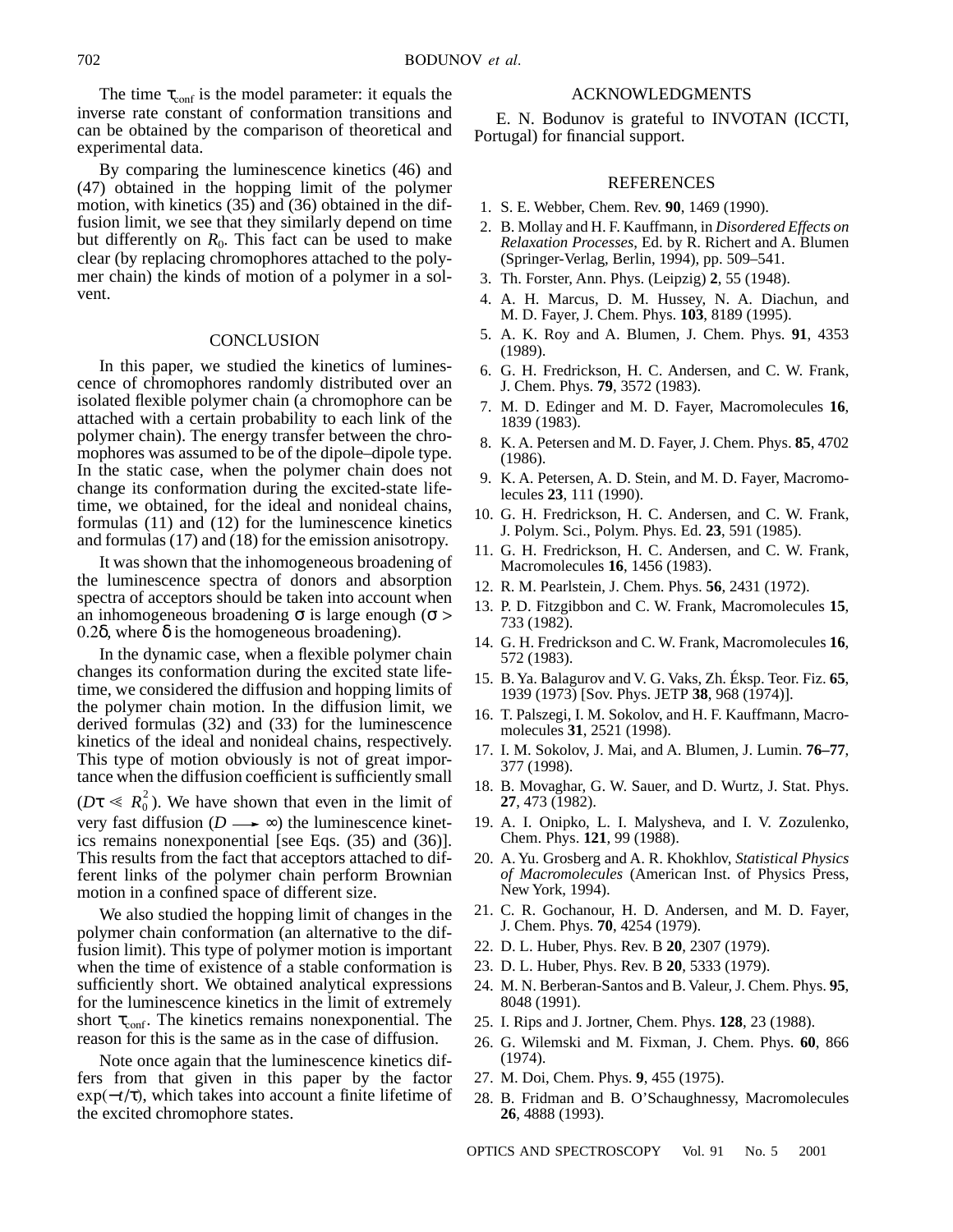The time $\tau_{conf}$ is the model parameter: it equals the inverse rate constant of conformation transitions and can be obtained by the comparison of theoretical and experimental data.

By comparing the luminescence kinetics (46) and (47) obtained in the hopping limit of the polymer motion, with kinetics (35) and (36) obtained in the diffusion limit, we see that they similarly depend on time but differently on $R_0$. This fact can be used to make clear (by replacing chromophores attached to the polymer chain) the kinds of motion of a polymer in a solvent.

## CONCLUSION

In this paper, we studied the kinetics of luminescence of chromophores randomly distributed over an isolated flexible polymer chain (a chromophore can be attached with a certain probability to each link of the polymer chain). The energy transfer between the chromophores was assumed to be of the dipole–dipole type. In the static case, when the polymer chain does not change its conformation during the excited-state lifetime, we obtained, for the ideal and nonideal chains, formulas (11) and (12) for the luminescence kinetics and formulas (17) and (18) for the emission anisotropy.

It was shown that the inhomogeneous broadening of the luminescence spectra of donors and absorption spectra of acceptors should be taken into account when an inhomogeneous broadening $\sigma$ is large enough ($\sigma > 0.2\delta$, where $\delta$ is the homogeneous broadening).

In the dynamic case, when a flexible polymer chain changes its conformation during the excited state lifetime, we considered the diffusion and hopping limits of the polymer chain motion. In the diffusion limit, we derived formulas (32) and (33) for the luminescence kinetics of the ideal and nonideal chains, respectively. This type of motion obviously is not of great importance when the diffusion coefficient is sufficiently small ($D\tau \ll R_0^2$). We have shown that even in the limit of very fast diffusion ($D \longrightarrow \infty$) the luminescence kinetics remains nonexponential [see Eqs. (35) and (36)]. This results from the fact that acceptors attached to different links of the polymer chain perform Brownian motion in a confined space of different size.

We also studied the hopping limit of changes in the polymer chain conformation (an alternative to the diffusion limit). This type of polymer motion is important when the time of existence of a stable conformation is sufficiently short. We obtained analytical expressions for the luminescence kinetics in the limit of extremely short $\tau_{conf}$. The kinetics remains nonexponential. The reason for this is the same as in the case of diffusion.

Note once again that the luminescence kinetics differs from that given in this paper by the factor $\exp(-t/\tau)$, which takes into account a finite lifetime of the excited chromophore states.

## ACKNOWLEDGMENTS

E. N. Bodunov is grateful to INVOTAN (ICCTI, Portugal) for financial support.

## REFERENCES

1. S. E. Webber, Chem. Rev. **90**, 1469 (1990).
2. B. Mollay and H. F. Kauffmann, in *Disordered Effects on Relaxation Processes*, Ed. by R. Richert and A. Blumen (Springer-Verlag, Berlin, 1994), pp. 509–541.
3. Th. Forster, Ann. Phys. (Leipzig) **2**, 55 (1948).
4. A. H. Marcus, D. M. Hussey, N. A. Diachun, and M. D. Fayer, J. Chem. Phys. **103**, 8189 (1995).
5. A. K. Roy and A. Blumen, J. Chem. Phys. **91**, 4353 (1989).
6. G. H. Fredrickson, H. C. Andersen, and C. W. Frank, J. Chem. Phys. **79**, 3572 (1983).
7. M. D. Edinger and M. D. Fayer, Macromolecules **16**, 1839 (1983).
8. K. A. Petersen and M. D. Fayer, J. Chem. Phys. **85**, 4702 (1986).
9. K. A. Petersen, A. D. Stein, and M. D. Fayer, Macromolecules **23**, 111 (1990).
10. G. H. Fredrickson, H. C. Andersen, and C. W. Frank, J. Polym. Sci., Polym. Phys. Ed. **23**, 591 (1985).
11. G. H. Fredrickson, H. C. Andersen, and C. W. Frank, Macromolecules **16**, 1456 (1983).
12. R. M. Pearlstein, J. Chem. Phys. **56**, 2431 (1972).
13. P. D. Fitzgibbon and C. W. Frank, Macromolecules **15**, 733 (1982).
14. G. H. Fredrickson and C. W. Frank, Macromolecules **16**, 572 (1983).
15. B. Ya. Balagurov and V. G. Vaks, Zh. Éksp. Teor. Fiz. **65**, 1939 (1973) [Sov. Phys. JETP **38**, 968 (1974)].
16. T. Palszegi, I. M. Sokolov, and H. F. Kauffmann, Macromolecules **31**, 2521 (1998).
17. I. M. Sokolov, J. Mai, and A. Blumen, J. Lumin. **76–77**, 377 (1998).
18. B. Movaghar, G. W. Sauer, and D. Wurtz, J. Stat. Phys. **27**, 473 (1982).
19. A. I. Onipko, L. I. Malysheva, and I. V. Zozulenko, Chem. Phys. **121**, 99 (1988).
20. A. Yu. Grosberg and A. R. Khokhlov, *Statistical Physics of Macromolecules* (American Inst. of Physics Press, New York, 1994).
21. C. R. Gochanour, H. D. Andersen, and M. D. Fayer, J. Chem. Phys. **70**, 4254 (1979).
22. D. L. Huber, Phys. Rev. B **20**, 2307 (1979).
23. D. L. Huber, Phys. Rev. B **20**, 5333 (1979).
24. M. N. Berberan-Santos and B. Valeur, J. Chem. Phys. **95**, 8048 (1991).
25. I. Rips and J. Jortner, Chem. Phys. **128**, 23 (1988).
26. G. Wilemski and M. Fixman, J. Chem. Phys. **60**, 866 (1974).
27. M. Doi, Chem. Phys. **9**, 455 (1975).
28. B. Fridman and B. O'Schaughnessy, Macromolecules **26**, 4888 (1993).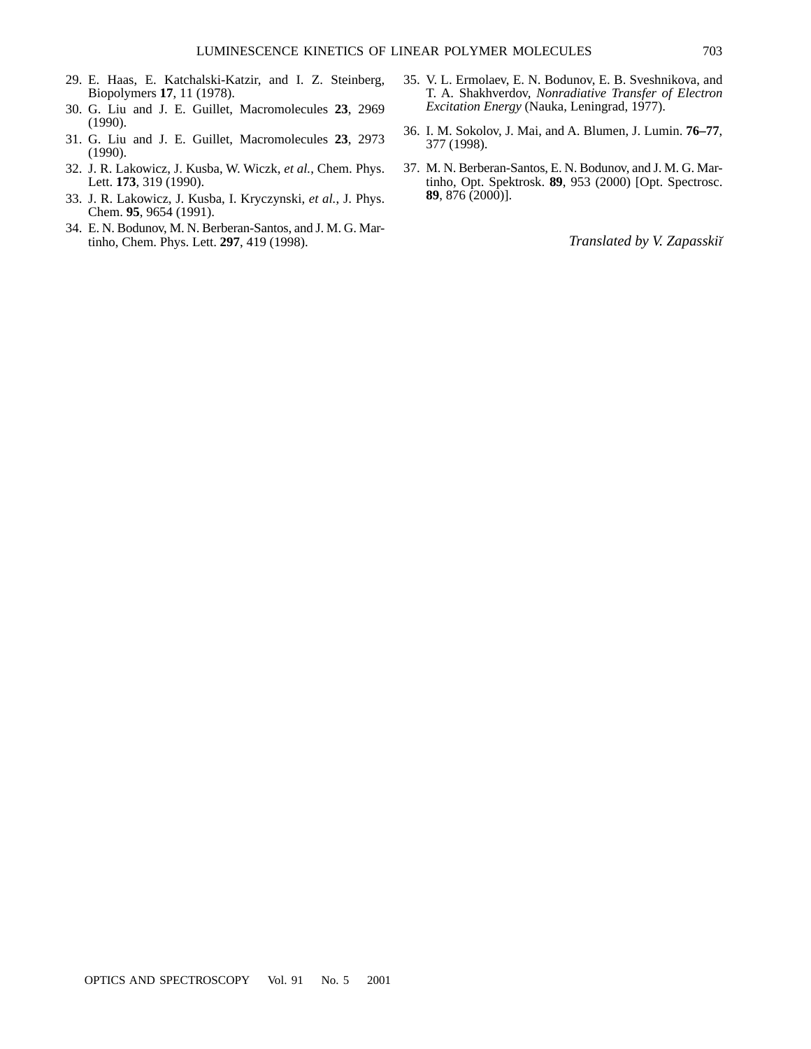29. E. Haas, E. Katchalski-Katzir, and I. Z. Steinberg, Biopolymers **17**, 11 (1978).
30. G. Liu and J. E. Guillet, Macromolecules **23**, 2969 (1990).
31. G. Liu and J. E. Guillet, Macromolecules **23**, 2973 (1990).
32. J. R. Lakowicz, J. Kusba, W. Wiczk, *et al.*, Chem. Phys. Lett. **173**, 319 (1990).
33. J. R. Lakowicz, J. Kusba, I. Kryczynski, *et al.*, J. Phys. Chem. **95**, 9654 (1991).
34. E. N. Bodunov, M. N. Berberan-Santos, and J. M. G. Martinho, Chem. Phys. Lett. **297**, 419 (1998).
35. V. L. Ermolaev, E. N. Bodunov, E. B. Sveshnikova, and T. A. Shakhverdov, *Nonradiative Transfer of Electron Excitation Energy* (Nauka, Leningrad, 1977).
36. I. M. Sokolov, J. Mai, and A. Blumen, J. Lumin. **76–77**, 377 (1998).
37. M. N. Berberan-Santos, E. N. Bodunov, and J. M. G. Martinho, Opt. Spektrosk. **89**, 953 (2000) [Opt. Spectrosc. **89**, 876 (2000)].

*Translated by V. Zapasskiĭ*